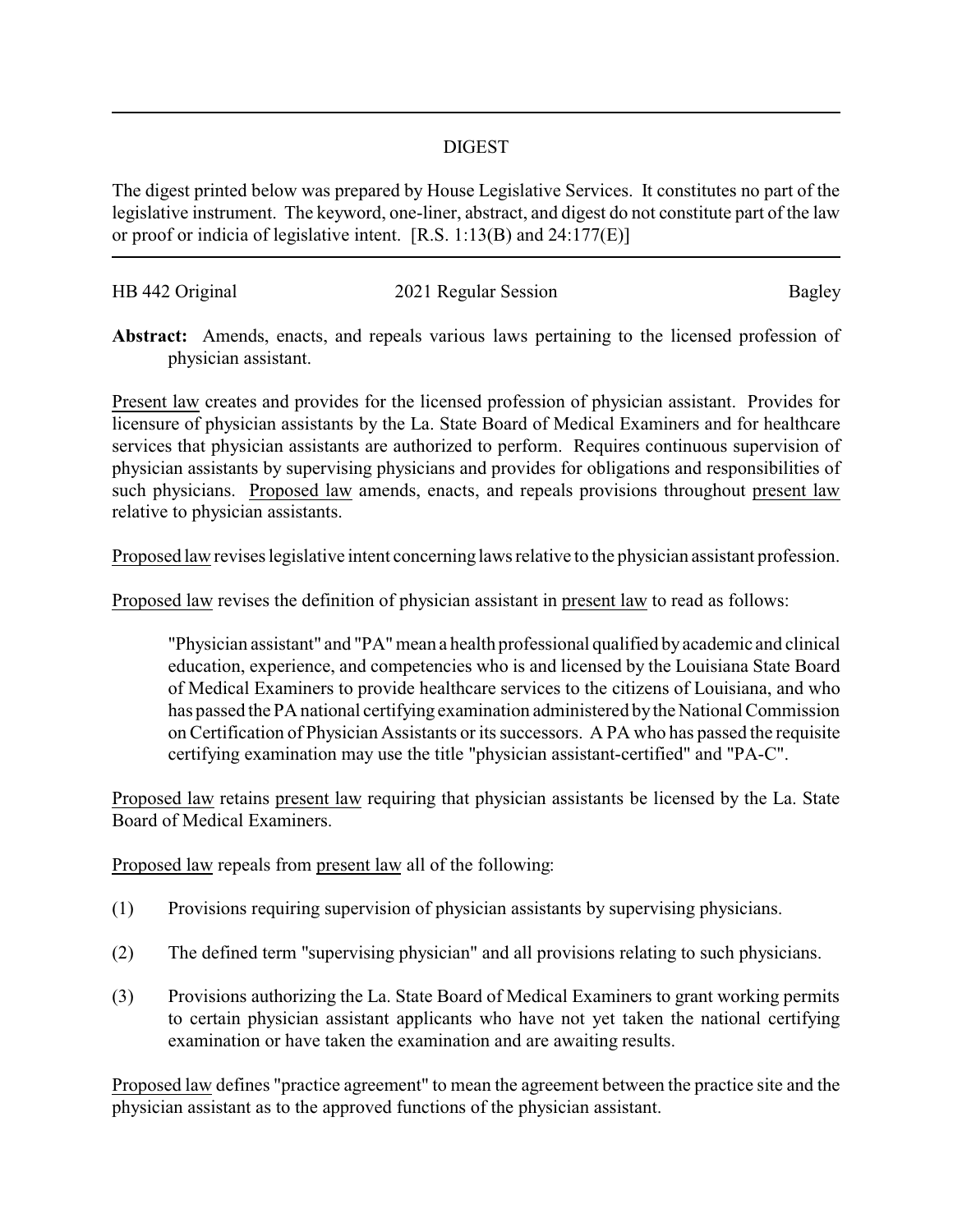# DIGEST

The digest printed below was prepared by House Legislative Services. It constitutes no part of the legislative instrument. The keyword, one-liner, abstract, and digest do not constitute part of the law or proof or indicia of legislative intent. [R.S. 1:13(B) and 24:177(E)]

HB 442 Original — 2021 Regular Session — Bagley

**Abstract:** Amends, enacts, and repeals various laws pertaining to the licensed profession of physician assistant.

Present law creates and provides for the licensed profession of physician assistant. Provides for licensure of physician assistants by the La. State Board of Medical Examiners and for healthcare services that physician assistants are authorized to perform. Requires continuous supervision of physician assistants by supervising physicians and provides for obligations and responsibilities of such physicians. Proposed law amends, enacts, and repeals provisions throughout present law relative to physician assistants.

Proposed law revises legislative intent concerning laws relative to the physician assistant profession.

Proposed law revises the definition of physician assistant in present law to read as follows:

> "Physician assistant" and "PA" mean a health professional qualified by academic and clinical education, experience, and competencies who is and licensed by the Louisiana State Board of Medical Examiners to provide healthcare services to the citizens of Louisiana, and who has passed the PA national certifying examination administered by the National Commission on Certification of Physician Assistants or its successors. A PA who has passed the requisite certifying examination may use the title "physician assistant-certified" and "PA-C".

Proposed law retains present law requiring that physician assistants be licensed by the La. State Board of Medical Examiners.

Proposed law repeals from present law all of the following:

(1) Provisions requiring supervision of physician assistants by supervising physicians.

(2) The defined term "supervising physician" and all provisions relating to such physicians.

(3) Provisions authorizing the La. State Board of Medical Examiners to grant working permits to certain physician assistant applicants who have not yet taken the national certifying examination or have taken the examination and are awaiting results.

Proposed law defines "practice agreement" to mean the agreement between the practice site and the physician assistant as to the approved functions of the physician assistant.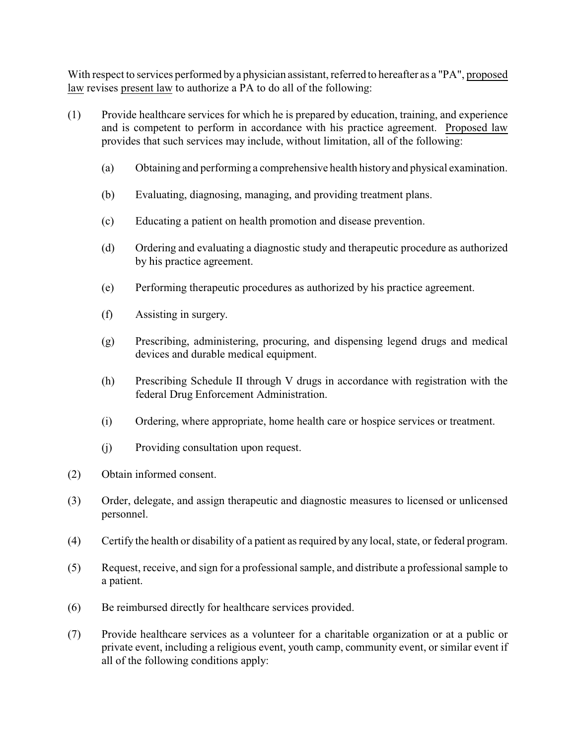With respect to services performed by a physician assistant, referred to hereafter as a "PA", proposed law revises present law to authorize a PA to do all of the following:

(1) Provide healthcare services for which he is prepared by education, training, and experience and is competent to perform in accordance with his practice agreement. Proposed law provides that such services may include, without limitation, all of the following:

(a) Obtaining and performing a comprehensive health history and physical examination.

(b) Evaluating, diagnosing, managing, and providing treatment plans.

(c) Educating a patient on health promotion and disease prevention.

(d) Ordering and evaluating a diagnostic study and therapeutic procedure as authorized by his practice agreement.

(e) Performing therapeutic procedures as authorized by his practice agreement.

(f) Assisting in surgery.

(g) Prescribing, administering, procuring, and dispensing legend drugs and medical devices and durable medical equipment.

(h) Prescribing Schedule II through V drugs in accordance with registration with the federal Drug Enforcement Administration.

(i) Ordering, where appropriate, home health care or hospice services or treatment.

(j) Providing consultation upon request.

(2) Obtain informed consent.

(3) Order, delegate, and assign therapeutic and diagnostic measures to licensed or unlicensed personnel.

(4) Certify the health or disability of a patient as required by any local, state, or federal program.

(5) Request, receive, and sign for a professional sample, and distribute a professional sample to a patient.

(6) Be reimbursed directly for healthcare services provided.

(7) Provide healthcare services as a volunteer for a charitable organization or at a public or private event, including a religious event, youth camp, community event, or similar event if all of the following conditions apply: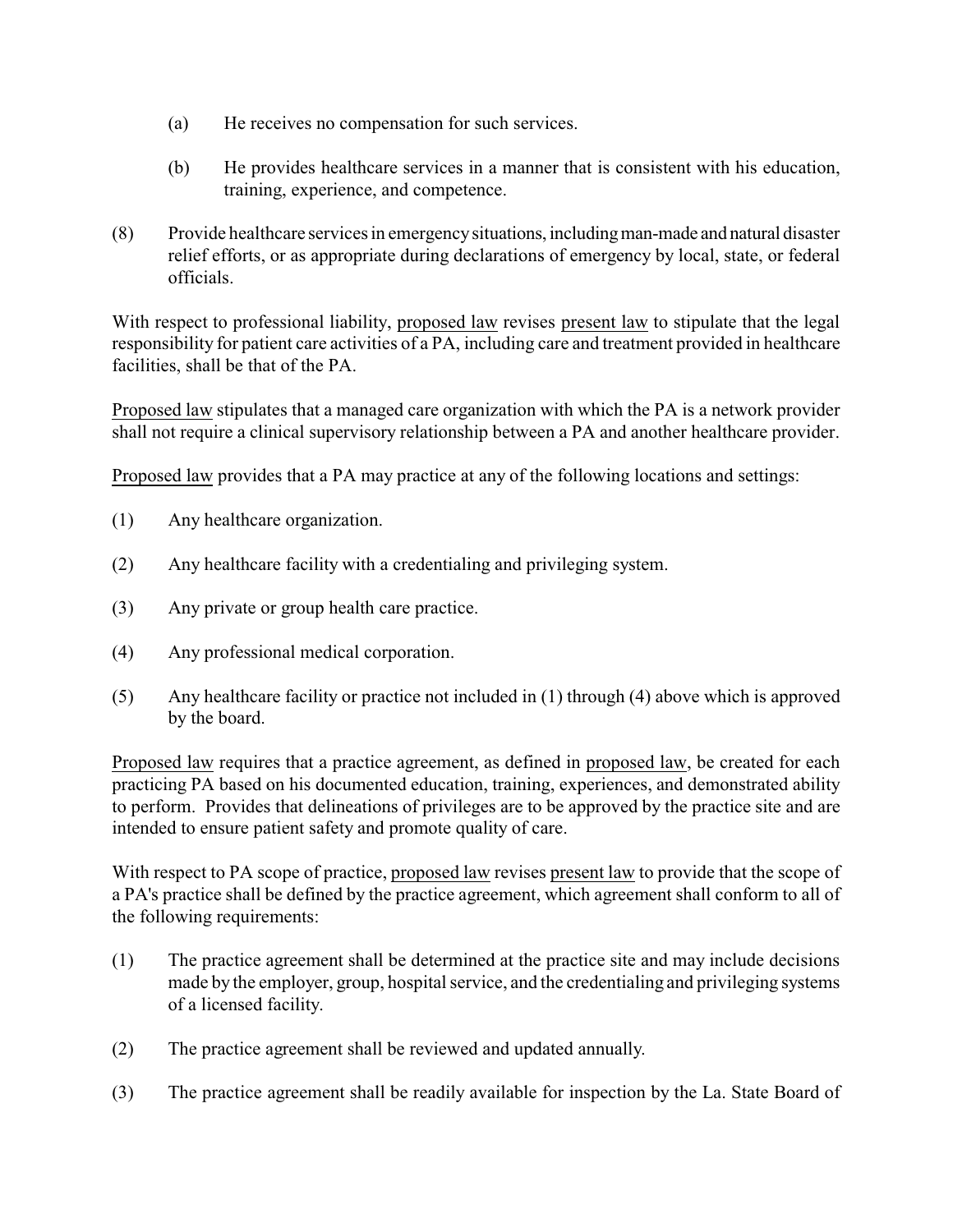(a) He receives no compensation for such services.

(b) He provides healthcare services in a manner that is consistent with his education, training, experience, and competence.

(8) Provide healthcare services in emergency situations, including man-made and natural disaster relief efforts, or as appropriate during declarations of emergency by local, state, or federal officials.

With respect to professional liability, proposed law revises present law to stipulate that the legal responsibility for patient care activities of a PA, including care and treatment provided in healthcare facilities, shall be that of the PA.

Proposed law stipulates that a managed care organization with which the PA is a network provider shall not require a clinical supervisory relationship between a PA and another healthcare provider.

Proposed law provides that a PA may practice at any of the following locations and settings:

(1) Any healthcare organization.

(2) Any healthcare facility with a credentialing and privileging system.

(3) Any private or group health care practice.

(4) Any professional medical corporation.

(5) Any healthcare facility or practice not included in (1) through (4) above which is approved by the board.

Proposed law requires that a practice agreement, as defined in proposed law, be created for each practicing PA based on his documented education, training, experiences, and demonstrated ability to perform. Provides that delineations of privileges are to be approved by the practice site and are intended to ensure patient safety and promote quality of care.

With respect to PA scope of practice, proposed law revises present law to provide that the scope of a PA's practice shall be defined by the practice agreement, which agreement shall conform to all of the following requirements:

(1) The practice agreement shall be determined at the practice site and may include decisions made by the employer, group, hospital service, and the credentialing and privileging systems of a licensed facility.

(2) The practice agreement shall be reviewed and updated annually.

(3) The practice agreement shall be readily available for inspection by the La. State Board of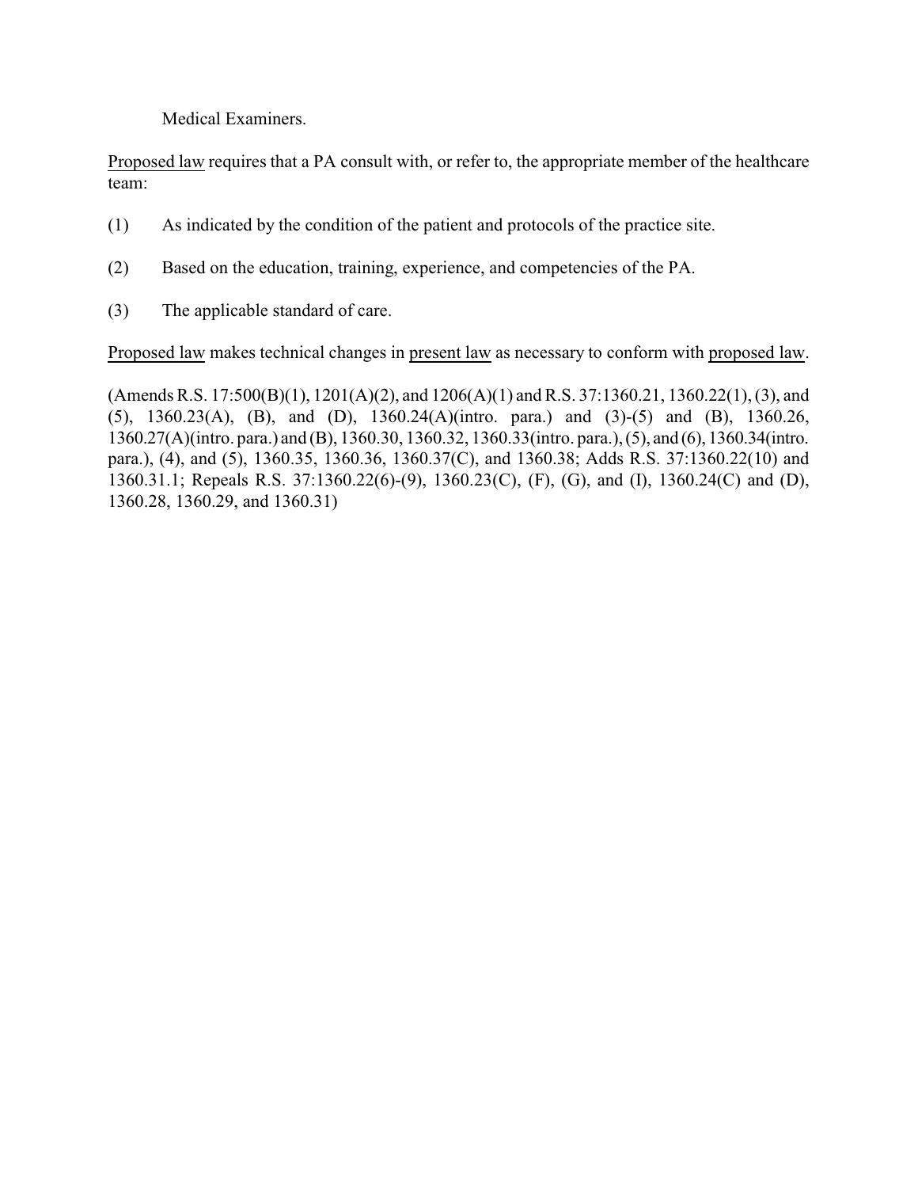Medical Examiners.

Proposed law requires that a PA consult with, or refer to, the appropriate member of the healthcare team:

(1) As indicated by the condition of the patient and protocols of the practice site.

(2) Based on the education, training, experience, and competencies of the PA.

(3) The applicable standard of care.

Proposed law makes technical changes in present law as necessary to conform with proposed law.

(Amends R.S. 17:500(B)(1), 1201(A)(2), and 1206(A)(1) and R.S. 37:1360.21, 1360.22(1), (3), and (5), 1360.23(A), (B), and (D), 1360.24(A)(intro. para.) and (3)-(5) and (B), 1360.26, 1360.27(A)(intro. para.) and (B), 1360.30, 1360.32, 1360.33(intro. para.), (5), and (6), 1360.34(intro. para.), (4), and (5), 1360.35, 1360.36, 1360.37(C), and 1360.38; Adds R.S. 37:1360.22(10) and 1360.31.1; Repeals R.S. 37:1360.22(6)-(9), 1360.23(C), (F), (G), and (I), 1360.24(C) and (D), 1360.28, 1360.29, and 1360.31)